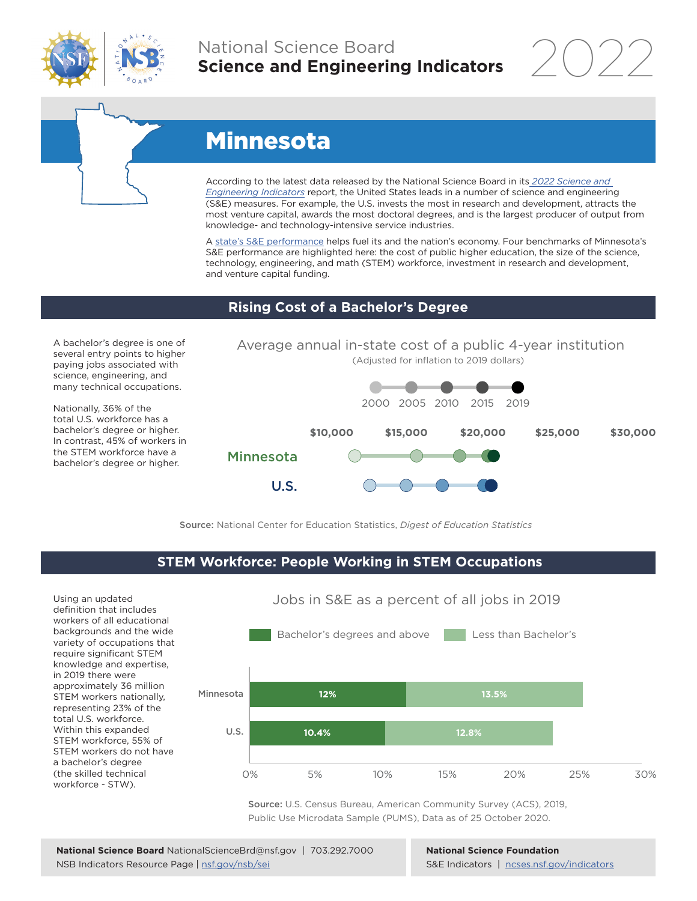# National Science Board
## Science and Engineering Indicators 2022

# Minnesota

According to the latest data released by the National Science Board in its *2022 Science and Engineering Indicators* report, the United States leads in a number of science and engineering (S&E) measures. For example, the U.S. invests the most in research and development, attracts the most venture capital, awards the most doctoral degrees, and is the largest producer of output from knowledge- and technology-intensive service industries.

A state's S&E performance helps fuel its and the nation's economy. Four benchmarks of Minnesota's S&E performance are highlighted here: the cost of public higher education, the size of the science, technology, engineering, and math (STEM) workforce, investment in research and development, and venture capital funding.

## Rising Cost of a Bachelor's Degree

A bachelor's degree is one of several entry points to higher paying jobs associated with science, engineering, and many technical occupations.

Nationally, 36% of the total U.S. workforce has a bachelor's degree or higher. In contrast, 45% of workers in the STEM workforce have a bachelor's degree or higher.

**Average annual in-state cost of a public 4-year institution**
(Adjusted for inflation to 2019 dollars)

2000 · 2005 · 2010 · 2015 · 2019

$10,000 · $15,000 · $20,000 · $25,000 · $30,000

Minnesota

U.S.

**Source:** National Center for Education Statistics, *Digest of Education Statistics*

## STEM Workforce: People Working in STEM Occupations

Using an updated definition that includes workers of all educational backgrounds and the wide variety of occupations that require significant STEM knowledge and expertise, in 2019 there were approximately 36 million STEM workers nationally, representing 23% of the total U.S. workforce. Within this expanded STEM workforce, 55% of STEM workers do not have a bachelor's degree (the skilled technical workforce - STW).

**Jobs in S&E as a percent of all jobs in 2019**

| | Bachelor's degrees and above | Less than Bachelor's |
|---|---|---|
| Minnesota | 12% | 13.5% |
| U.S. | 10.4% | 12.8% |

**Source:** U.S. Census Bureau, American Community Survey (ACS), 2019, Public Use Microdata Sample (PUMS), Data as of 25 October 2020.

**National Science Board** NationalScienceBrd@nsf.gov | 703.292.7000
NSB Indicators Resource Page | nsf.gov/nsb/sei

**National Science Foundation**
S&E Indicators | ncses.nsf.gov/indicators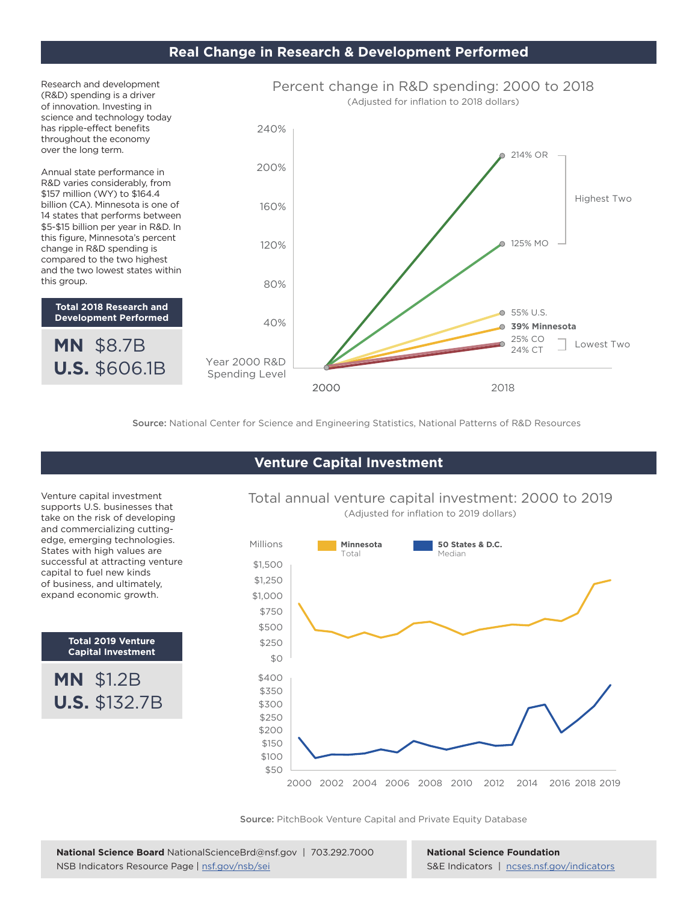## Real Change in Research & Development Performed

Research and development (R&D) spending is a driver of innovation. Investing in science and technology today has ripple-effect benefits throughout the economy over the long term.

Annual state performance in R&D varies considerably, from $157 million (WY) to $164.4 billion (CA). Minnesota is one of 14 states that performs between $5-$15 billion per year in R&D. In this figure, Minnesota's percent change in R&D spending is compared to the two highest and the two lowest states within this group.

**Total 2018 Research and Development Performed**

**MN** $8.7B
**U.S.** $606.1B

Percent change in R&D spending: 2000 to 2018

(Adjusted for inflation to 2018 dollars)

240%
200%
160%
120%
80%
40%
Year 2000 R&D Spending Level

2000
2018

214% OR
125% MO
Highest Two
55% U.S.
**39% Minnesota**
25% CO
24% CT
Lowest Two

**Source:** National Center for Science and Engineering Statistics, National Patterns of R&D Resources

## Venture Capital Investment

Venture capital investment supports U.S. businesses that take on the risk of developing and commercializing cutting-edge, emerging technologies. States with high values are successful at attracting venture capital to fuel new kinds of business, and ultimately, expand economic growth.

**Total 2019 Venture Capital Investment**

**MN** $1.2B
**U.S.** $132.7B

Total annual venture capital investment: 2000 to 2019

(Adjusted for inflation to 2019 dollars)

Millions

**Minnesota** Total
**50 States & D.C.** Median

$1,500
$1,250
$1,000
$750
$500
$250
$0

$400
$350
$300
$250
$200
$150
$100
$50

2000 2002 2004 2006 2008 2010 2012 2014 2016 2018 2019

**Source:** PitchBook Venture Capital and Private Equity Database

**National Science Board** NationalScienceBrd@nsf.gov | 703.292.7000
NSB Indicators Resource Page | nsf.gov/nsb/sei

**National Science Foundation**
S&E Indicators | ncses.nsf.gov/indicators